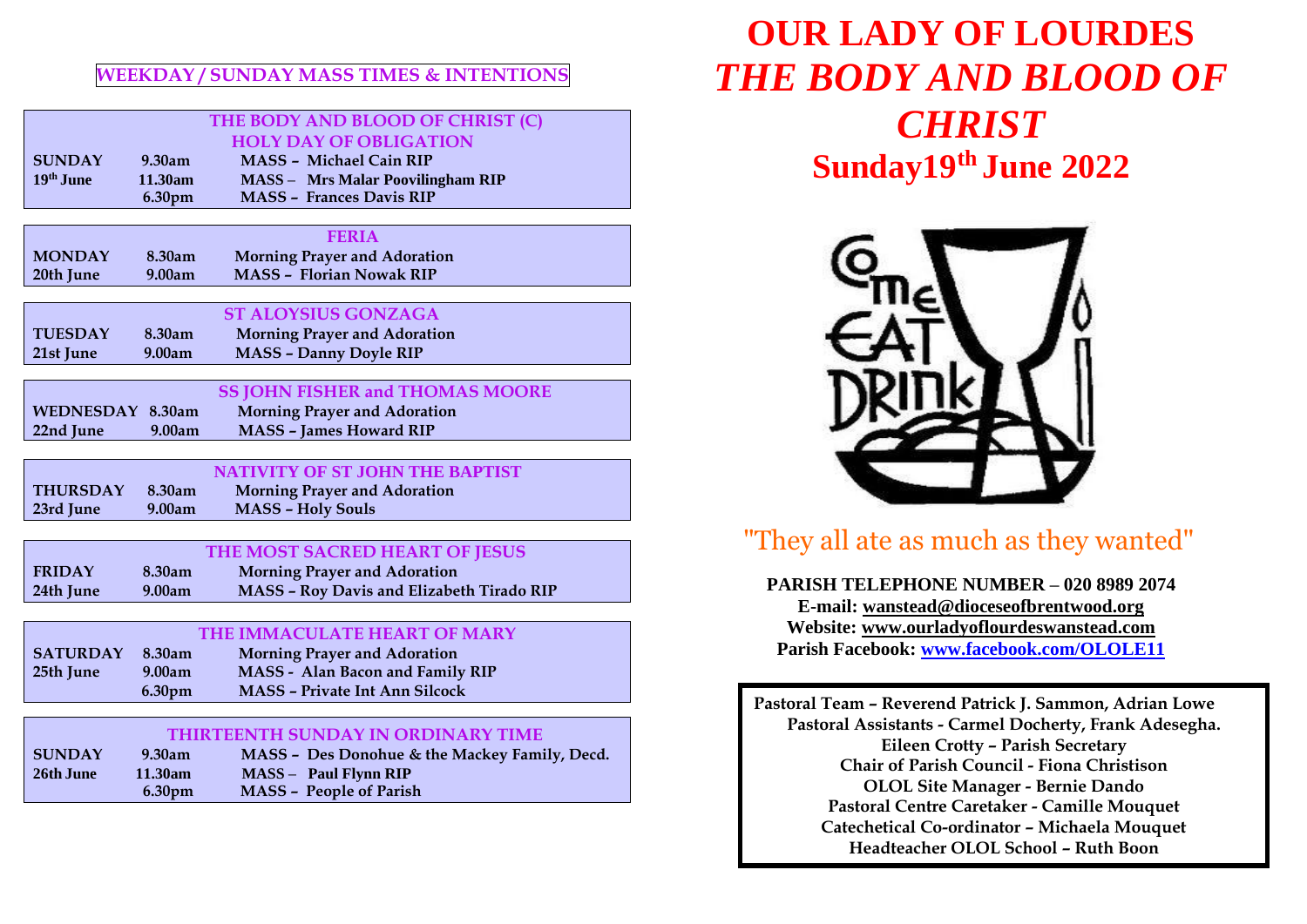## WEEKDAY / SUNDAY MASS TIMES & INTENTIONS

| THE BODY AND BLOOD OF CHRIST (C) HOLY DAY OF OBLIGATION | | |
|---|---|---|
| **SUNDAY 19th June** | 9.30am | MASS – Michael Cain RIP |
| | 11.30am | MASS – Mrs Malar Poovilingham RIP |
| | 6.30pm | MASS – Frances Davis RIP |

| FERIA | | |
|---|---|---|
| **MONDAY 20th June** | 8.30am | Morning Prayer and Adoration |
| | 9.00am | MASS – Florian Nowak RIP |

| ST ALOYSIUS GONZAGA | | |
|---|---|---|
| **TUESDAY 21st June** | 8.30am | Morning Prayer and Adoration |
| | 9.00am | MASS – Danny Doyle RIP |

| SS JOHN FISHER and THOMAS MOORE | | |
|---|---|---|
| **WEDNESDAY 22nd June** | 8.30am | Morning Prayer and Adoration |
| | 9.00am | MASS – James Howard RIP |

| NATIVITY OF ST JOHN THE BAPTIST | | |
|---|---|---|
| **THURSDAY 23rd June** | 8.30am | Morning Prayer and Adoration |
| | 9.00am | MASS – Holy Souls |

| THE MOST SACRED HEART OF JESUS | | |
|---|---|---|
| **FRIDAY 24th June** | 8.30am | Morning Prayer and Adoration |
| | 9.00am | MASS – Roy Davis and Elizabeth Tirado RIP |

| THE IMMACULATE HEART OF MARY | | |
|---|---|---|
| **SATURDAY 25th June** | 8.30am | Morning Prayer and Adoration |
| | 9.00am | MASS - Alan Bacon and Family RIP |
| | 6.30pm | MASS – Private Int Ann Silcock |

| THIRTEENTH SUNDAY IN ORDINARY TIME | | |
|---|---|---|
| **SUNDAY 26th June** | 9.30am | MASS – Des Donohue & the Mackey Family, Decd. |
| | 11.30am | MASS – Paul Flynn RIP |
| | 6.30pm | MASS – People of Parish |

# OUR LADY OF LOURDES

# *THE BODY AND BLOOD OF CHRIST*

## Sunday19th June 2022

"They all ate as much as they wanted"

**PARISH TELEPHONE NUMBER – 020 8989 2074**
**E-mail: wanstead@dioceseofbrentwood.org**
**Website: www.ourladyoflourdeswanstead.com**
**Parish Facebook: www.facebook.com/OLOLE11**

**Pastoral Team – Reverend Patrick J. Sammon, Adrian Lowe**
**Pastoral Assistants - Carmel Docherty, Frank Adesegha.**
**Eileen Crotty – Parish Secretary**
**Chair of Parish Council - Fiona Christison**
**OLOL Site Manager - Bernie Dando**
**Pastoral Centre Caretaker - Camille Mouquet**
**Catechetical Co-ordinator – Michaela Mouquet**
**Headteacher OLOL School – Ruth Boon**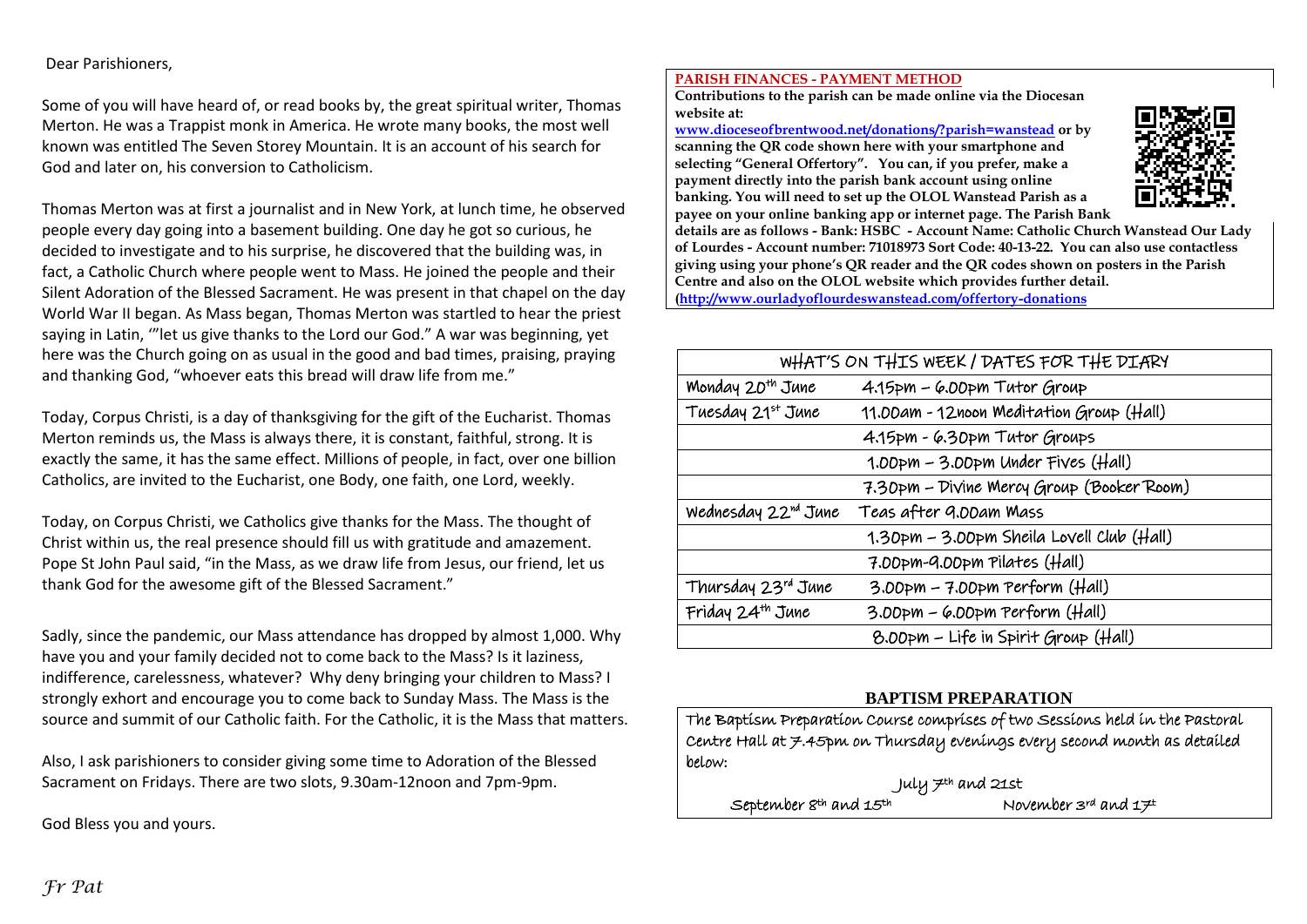Dear Parishioners,

Some of you will have heard of, or read books by, the great spiritual writer, Thomas Merton. He was a Trappist monk in America. He wrote many books, the most well known was entitled The Seven Storey Mountain. It is an account of his search for God and later on, his conversion to Catholicism.

Thomas Merton was at first a journalist and in New York, at lunch time, he observed people every day going into a basement building. One day he got so curious, he decided to investigate and to his surprise, he discovered that the building was, in fact, a Catholic Church where people went to Mass. He joined the people and their Silent Adoration of the Blessed Sacrament. He was present in that chapel on the day World War II began. As Mass began, Thomas Merton was startled to hear the priest saying in Latin, '"let us give thanks to the Lord our God." A war was beginning, yet here was the Church going on as usual in the good and bad times, praising, praying and thanking God, "whoever eats this bread will draw life from me."

Today, Corpus Christi, is a day of thanksgiving for the gift of the Eucharist. Thomas Merton reminds us, the Mass is always there, it is constant, faithful, strong. It is exactly the same, it has the same effect. Millions of people, in fact, over one billion Catholics, are invited to the Eucharist, one Body, one faith, one Lord, weekly.

Today, on Corpus Christi, we Catholics give thanks for the Mass. The thought of Christ within us, the real presence should fill us with gratitude and amazement. Pope St John Paul said, "in the Mass, as we draw life from Jesus, our friend, let us thank God for the awesome gift of the Blessed Sacrament."

Sadly, since the pandemic, our Mass attendance has dropped by almost 1,000. Why have you and your family decided not to come back to the Mass? Is it laziness, indifference, carelessness, whatever? Why deny bringing your children to Mass? I strongly exhort and encourage you to come back to Sunday Mass. The Mass is the source and summit of our Catholic faith. For the Catholic, it is the Mass that matters.

Also, I ask parishioners to consider giving some time to Adoration of the Blessed Sacrament on Fridays. There are two slots, 9.30am-12noon and 7pm-9pm.

God Bless you and yours.

*Fr Pat*

**PARISH FINANCES - PAYMENT METHOD**

**Contributions to the parish can be made online via the Diocesan website at: www.dioceseofbrentwood.net/donations/?parish=wanstead or by scanning the QR code shown here with your smartphone and selecting "General Offertory". You can, if you prefer, make a payment directly into the parish bank account using online banking. You will need to set up the OLOL Wanstead Parish as a payee on your online banking app or internet page. The Parish Bank details are as follows - Bank: HSBC - Account Name: Catholic Church Wanstead Our Lady of Lourdes - Account number: 71018973 Sort Code: 40-13-22. You can also use contactless giving using your phone's QR reader and the QR codes shown on posters in the Parish Centre and also on the OLOL website which provides further detail. (http://www.ourladyoflourdeswanstead.com/offertory-donations**

| WHAT'S ON THIS WEEK / DATES FOR THE DIARY | |
|---|---|
| Monday 20th June | 4.15pm – 6.00pm Tutor Group |
| Tuesday 21st June | 11.00am - 12noon Meditation Group (Hall) |
| | 4.15pm - 6.30pm Tutor Groups |
| | 1.00pm – 3.00pm Under Fives (Hall) |
| | 7.30pm – Divine Mercy Group (Booker Room) |
| Wednesday 22nd June | Teas after 9.00am Mass |
| | 1.30pm – 3.00pm Sheila Lovell Club (Hall) |
| | 7.00pm-9.00pm Pilates (Hall) |
| Thursday 23rd June | 3.00pm – 7.00pm Perform (Hall) |
| Friday 24th June | 3.00pm – 6.00pm Perform (Hall) |
| | 8.00pm – Life in Spirit Group (Hall) |

**BAPTISM PREPARATION**

The Baptism Preparation Course comprises of two Sessions held in the Pastoral Centre Hall at 7.45pm on Thursday evenings every second month as detailed below:

July 7th and 21st

September 8th and 15th November 3rd and 17th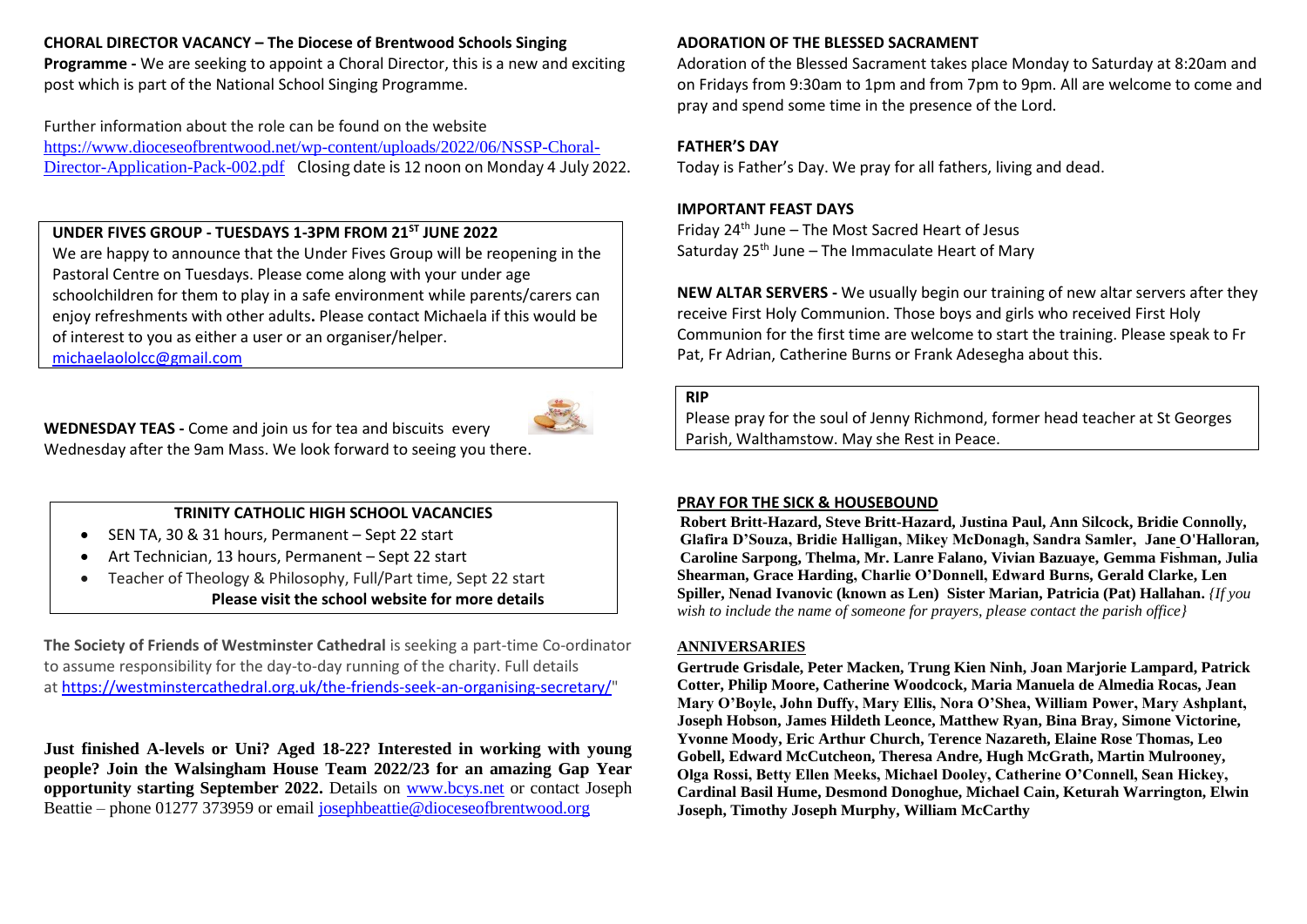**CHORAL DIRECTOR VACANCY – The Diocese of Brentwood Schools Singing Programme -** We are seeking to appoint a Choral Director, this is a new and exciting post which is part of the National School Singing Programme.

Further information about the role can be found on the website https://www.dioceseofbrentwood.net/wp-content/uploads/2022/06/NSSP-Choral-Director-Application-Pack-002.pdf Closing date is 12 noon on Monday 4 July 2022.

**UNDER FIVES GROUP - TUESDAYS 1-3PM FROM 21ST JUNE 2022**

We are happy to announce that the Under Fives Group will be reopening in the Pastoral Centre on Tuesdays. Please come along with your under age schoolchildren for them to play in a safe environment while parents/carers can enjoy refreshments with other adults**.** Please contact Michaela if this would be of interest to you as either a user or an organiser/helper. michaelaololcc@gmail.com

**WEDNESDAY TEAS -** Come and join us for tea and biscuits every Wednesday after the 9am Mass. We look forward to seeing you there.

**TRINITY CATHOLIC HIGH SCHOOL VACANCIES**

- SEN TA, 30 & 31 hours, Permanent – Sept 22 start
- Art Technician, 13 hours, Permanent – Sept 22 start
- Teacher of Theology & Philosophy, Full/Part time, Sept 22 start

**Please visit the school website for more details**

**The Society of Friends of Westminster Cathedral** is seeking a part-time Co-ordinator to assume responsibility for the day-to-day running of the charity. Full details at https://westminstercathedral.org.uk/the-friends-seek-an-organising-secretary/"

**Just finished A-levels or Uni? Aged 18-22? Interested in working with young people? Join the Walsingham House Team 2022/23 for an amazing Gap Year opportunity starting September 2022.** Details on www.bcys.net or contact Joseph Beattie – phone 01277 373959 or email josephbeattie@dioceseofbrentwood.org

**ADORATION OF THE BLESSED SACRAMENT**

Adoration of the Blessed Sacrament takes place Monday to Saturday at 8:20am and on Fridays from 9:30am to 1pm and from 7pm to 9pm. All are welcome to come and pray and spend some time in the presence of the Lord.

**FATHER'S DAY**

Today is Father's Day. We pray for all fathers, living and dead.

**IMPORTANT FEAST DAYS**

Friday 24th June – The Most Sacred Heart of Jesus
Saturday 25th June – The Immaculate Heart of Mary

**NEW ALTAR SERVERS -** We usually begin our training of new altar servers after they receive First Holy Communion. Those boys and girls who received First Holy Communion for the first time are welcome to start the training. Please speak to Fr Pat, Fr Adrian, Catherine Burns or Frank Adesegha about this.

**RIP**

Please pray for the soul of Jenny Richmond, former head teacher at St Georges Parish, Walthamstow. May she Rest in Peace.

**PRAY FOR THE SICK & HOUSEBOUND**

**Robert Britt-Hazard, Steve Britt-Hazard, Justina Paul, Ann Silcock, Bridie Connolly, Glafira D'Souza, Bridie Halligan, Mikey McDonagh, Sandra Samler, Jane O'Halloran, Caroline Sarpong, Thelma, Mr. Lanre Falano, Vivian Bazuaye, Gemma Fishman, Julia Shearman, Grace Harding, Charlie O'Donnell, Edward Burns, Gerald Clarke, Len Spiller, Nenad Ivanovic (known as Len) Sister Marian, Patricia (Pat) Hallahan.** *{If you wish to include the name of someone for prayers, please contact the parish office}*

**ANNIVERSARIES**

**Gertrude Grisdale, Peter Macken, Trung Kien Ninh, Joan Marjorie Lampard, Patrick Cotter, Philip Moore, Catherine Woodcock, Maria Manuela de Almedia Rocas, Jean Mary O'Boyle, John Duffy, Mary Ellis, Nora O'Shea, William Power, Mary Ashplant, Joseph Hobson, James Hildeth Leonce, Matthew Ryan, Bina Bray, Simone Victorine, Yvonne Moody, Eric Arthur Church, Terence Nazareth, Elaine Rose Thomas, Leo Gobell, Edward McCutcheon, Theresa Andre, Hugh McGrath, Martin Mulrooney, Olga Rossi, Betty Ellen Meeks, Michael Dooley, Catherine O'Connell, Sean Hickey, Cardinal Basil Hume, Desmond Donoghue, Michael Cain, Keturah Warrington, Elwin Joseph, Timothy Joseph Murphy, William McCarthy**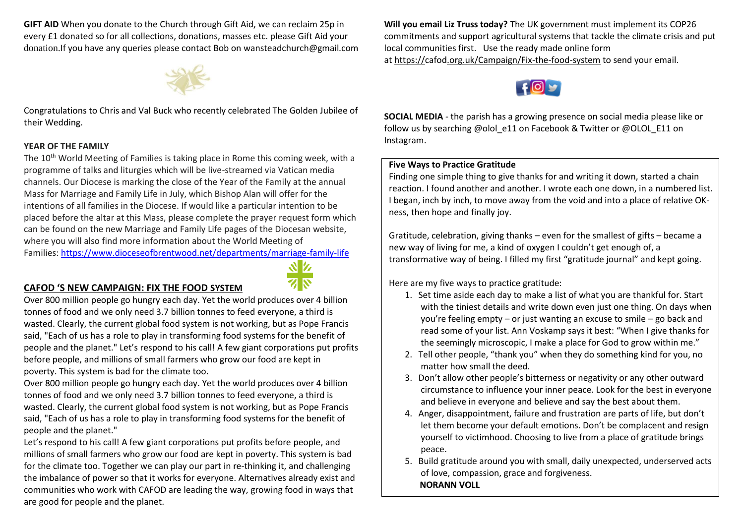**GIFT AID** When you donate to the Church through Gift Aid, we can reclaim 25p in every £1 donated so for all collections, donations, masses etc. please Gift Aid your donation.If you have any queries please contact Bob on wansteadchurch@gmail.com

Congratulations to Chris and Val Buck who recently celebrated The Golden Jubilee of their Wedding.

**YEAR OF THE FAMILY**

The 10th World Meeting of Families is taking place in Rome this coming week, with a programme of talks and liturgies which will be live-streamed via Vatican media channels. Our Diocese is marking the close of the Year of the Family at the annual Mass for Marriage and Family Life in July, which Bishop Alan will offer for the intentions of all families in the Diocese. If would like a particular intention to be placed before the altar at this Mass, please complete the prayer request form which can be found on the new Marriage and Family Life pages of the Diocesan website, where you will also find more information about the World Meeting of Families: https://www.dioceseofbrentwood.net/departments/marriage-family-life

**CAFOD 'S NEW CAMPAIGN: FIX THE FOOD SYSTEM**

Over 800 million people go hungry each day. Yet the world produces over 4 billion tonnes of food and we only need 3.7 billion tonnes to feed everyone, a third is wasted. Clearly, the current global food system is not working, but as Pope Francis said, "Each of us has a role to play in transforming food systems for the benefit of people and the planet." Let's respond to his call! A few giant corporations put profits before people, and millions of small farmers who grow our food are kept in poverty. This system is bad for the climate too.

Over 800 million people go hungry each day. Yet the world produces over 4 billion tonnes of food and we only need 3.7 billion tonnes to feed everyone, a third is wasted. Clearly, the current global food system is not working, but as Pope Francis said, "Each of us has a role to play in transforming food systems for the benefit of people and the planet."

Let's respond to his call! A few giant corporations put profits before people, and millions of small farmers who grow our food are kept in poverty. This system is bad for the climate too. Together we can play our part in re-thinking it, and challenging the imbalance of power so that it works for everyone. Alternatives already exist and communities who work with CAFOD are leading the way, growing food in ways that are good for people and the planet.

**Will you email Liz Truss today?** The UK government must implement its COP26 commitments and support agricultural systems that tackle the climate crisis and put local communities first. Use the ready made online form at https://cafod.org.uk/Campaign/Fix-the-food-system to send your email.

**SOCIAL MEDIA** - the parish has a growing presence on social media please like or follow us by searching @olol_e11 on Facebook & Twitter or @OLOL_E11 on Instagram.

**Five Ways to Practice Gratitude**

Finding one simple thing to give thanks for and writing it down, started a chain reaction. I found another and another. I wrote each one down, in a numbered list. I began, inch by inch, to move away from the void and into a place of relative OK-ness, then hope and finally joy.

Gratitude, celebration, giving thanks – even for the smallest of gifts – became a new way of living for me, a kind of oxygen I couldn't get enough of, a transformative way of being. I filled my first "gratitude journal" and kept going.

Here are my five ways to practice gratitude:

1. Set time aside each day to make a list of what you are thankful for. Start with the tiniest details and write down even just one thing. On days when you're feeling empty – or just wanting an excuse to smile – go back and read some of your list. Ann Voskamp says it best: "When I give thanks for the seemingly microscopic, I make a place for God to grow within me."
2. Tell other people, "thank you" when they do something kind for you, no matter how small the deed.
3. Don't allow other people's bitterness or negativity or any other outward circumstance to influence your inner peace. Look for the best in everyone and believe in everyone and believe and say the best about them.
4. Anger, disappointment, failure and frustration are parts of life, but don't let them become your default emotions. Don't be complacent and resign yourself to victimhood. Choosing to live from a place of gratitude brings peace.
5. Build gratitude around you with small, daily unexpected, underserved acts of love, compassion, grace and forgiveness.

**NORANN VOLL**